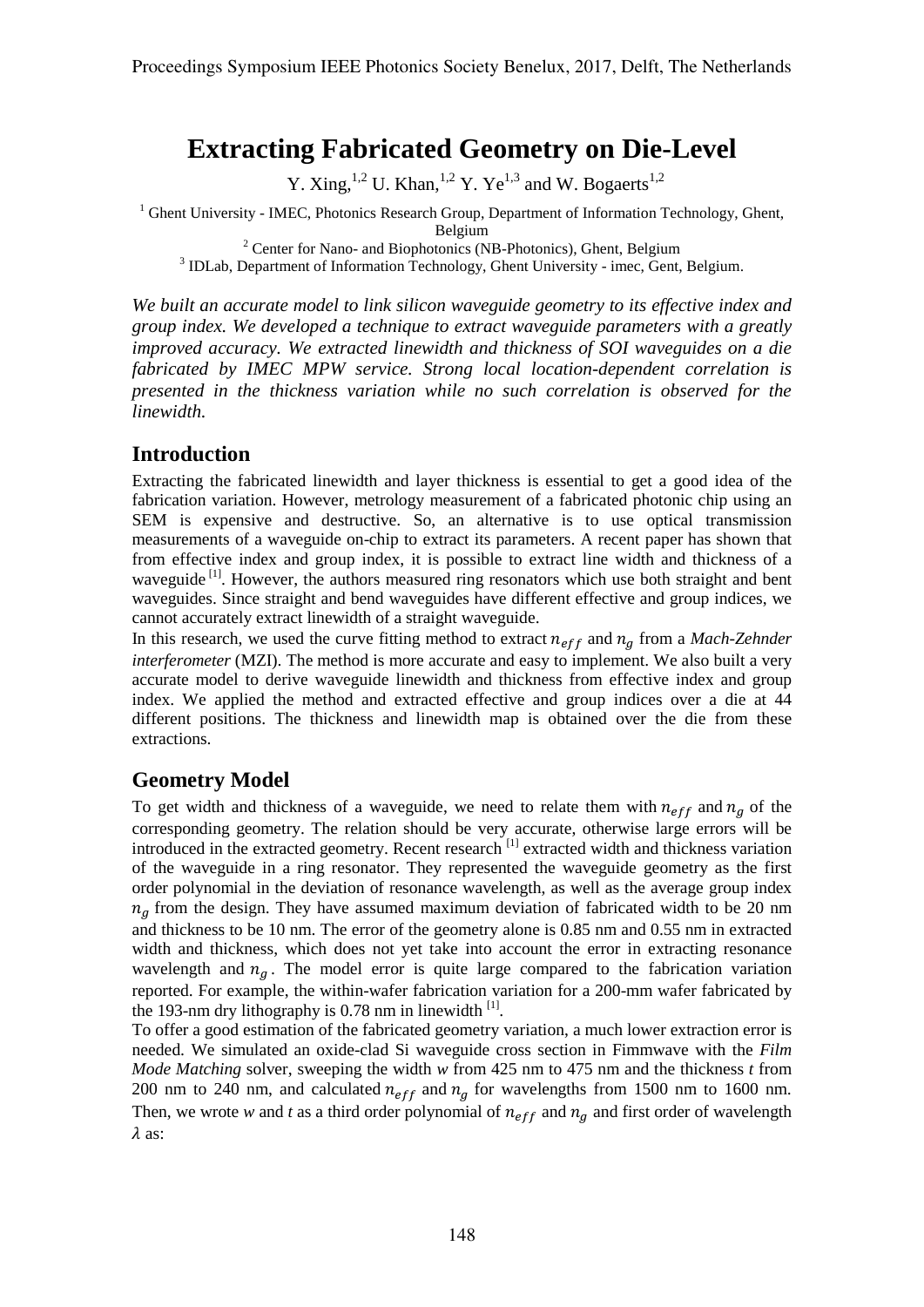# Extracting Fabricated Geometry on Die-Level

Y. Xing,[1,2] U. Khan,[1,2] Y. Ye[1,3] and W. Bogaerts[1,2]

[1] Ghent University - IMEC, Photonics Research Group, Department of Information Technology, Ghent, Belgium
[2] Center for Nano- and Biophotonics (NB-Photonics), Ghent, Belgium
[3] IDLab, Department of Information Technology, Ghent University - imec, Gent, Belgium.

*We built an accurate model to link silicon waveguide geometry to its effective index and group index. We developed a technique to extract waveguide parameters with a greatly improved accuracy. We extracted linewidth and thickness of SOI waveguides on a die fabricated by IMEC MPW service. Strong local location-dependent correlation is presented in the thickness variation while no such correlation is observed for the linewidth.*

## Introduction

Extracting the fabricated linewidth and layer thickness is essential to get a good idea of the fabrication variation. However, metrology measurement of a fabricated photonic chip using an SEM is expensive and destructive. So, an alternative is to use optical transmission measurements of a waveguide on-chip to extract its parameters. A recent paper has shown that from effective index and group index, it is possible to extract line width and thickness of a waveguide [1]. However, the authors measured ring resonators which use both straight and bent waveguides. Since straight and bend waveguides have different effective and group indices, we cannot accurately extract linewidth of a straight waveguide.

In this research, we used the curve fitting method to extract $n_{eff}$ and $n_g$ from a *Mach-Zehnder interferometer* (MZI). The method is more accurate and easy to implement. We also built a very accurate model to derive waveguide linewidth and thickness from effective index and group index. We applied the method and extracted effective and group indices over a die at 44 different positions. The thickness and linewidth map is obtained over the die from these extractions.

## Geometry Model

To get width and thickness of a waveguide, we need to relate them with $n_{eff}$ and $n_g$ of the corresponding geometry. The relation should be very accurate, otherwise large errors will be introduced in the extracted geometry. Recent research [1] extracted width and thickness variation of the waveguide in a ring resonator. They represented the waveguide geometry as the first order polynomial in the deviation of resonance wavelength, as well as the average group index $n_g$ from the design. They have assumed maximum deviation of fabricated width to be 20 nm and thickness to be 10 nm. The error of the geometry alone is 0.85 nm and 0.55 nm in extracted width and thickness, which does not yet take into account the error in extracting resonance wavelength and $n_g$. The model error is quite large compared to the fabrication variation reported. For example, the within-wafer fabrication variation for a 200-mm wafer fabricated by the 193-nm dry lithography is 0.78 nm in linewidth [1].

To offer a good estimation of the fabricated geometry variation, a much lower extraction error is needed. We simulated an oxide-clad Si waveguide cross section in Fimmwave with the *Film Mode Matching* solver, sweeping the width *w* from 425 nm to 475 nm and the thickness *t* from 200 nm to 240 nm, and calculated $n_{eff}$ and $n_g$ for wavelengths from 1500 nm to 1600 nm. Then, we wrote *w* and *t* as a third order polynomial of $n_{eff}$ and $n_g$ and first order of wavelength $\lambda$ as: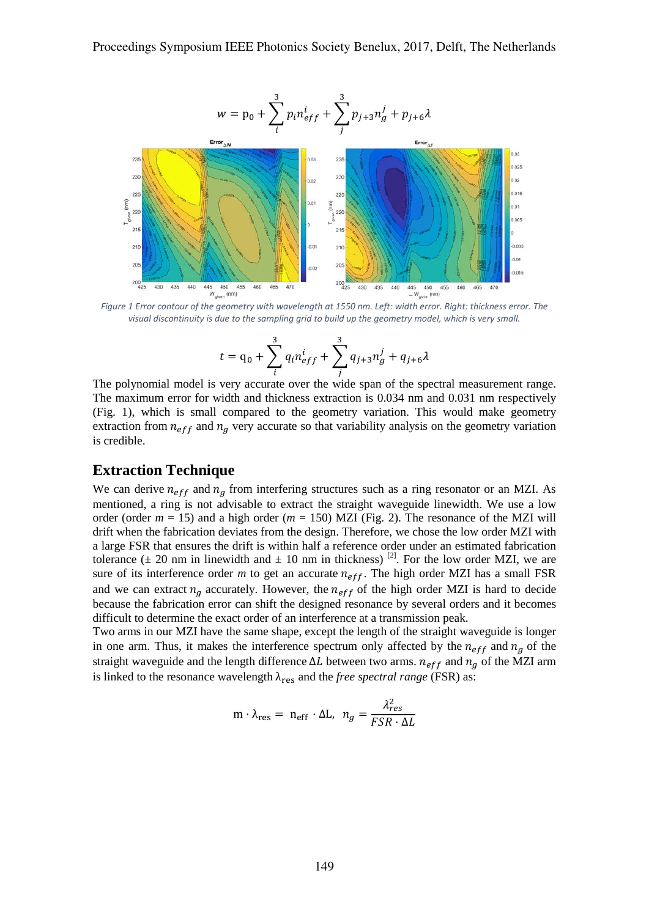$$w = \mathrm{p}_0 + \sum_{i}^{3} p_i n_{eff}^i + \sum_{j}^{3} p_{j+3} n_g^j + p_{j+6}\lambda$$

*Figure 1 Error contour of the geometry with wavelength at 1550 nm. Left: width error. Right: thickness error. The visual discontinuity is due to the sampling grid to build up the geometry model, which is very small.*

$$t = \mathrm{q}_0 + \sum_{i}^{3} q_i n_{eff}^i + \sum_{j}^{3} q_{j+3} n_g^j + q_{j+6}\lambda$$

The polynomial model is very accurate over the wide span of the spectral measurement range. The maximum error for width and thickness extraction is 0.034 nm and 0.031 nm respectively (Fig. 1), which is small compared to the geometry variation. This would make geometry extraction from $n_{eff}$ and $n_g$ very accurate so that variability analysis on the geometry variation is credible.

## Extraction Technique

We can derive $n_{eff}$ and $n_g$ from interfering structures such as a ring resonator or an MZI. As mentioned, a ring is not advisable to extract the straight waveguide linewidth. We use a low order (order $m$ = 15) and a high order ($m$ = 150) MZI (Fig. 2). The resonance of the MZI will drift when the fabrication deviates from the design. Therefore, we chose the low order MZI with a large FSR that ensures the drift is within half a reference order under an estimated fabrication tolerance (± 20 nm in linewidth and ± 10 nm in thickness) [2]. For the low order MZI, we are sure of its interference order $m$ to get an accurate $n_{eff}$. The high order MZI has a small FSR and we can extract $n_g$ accurately. However, the $n_{eff}$ of the high order MZI is hard to decide because the fabrication error can shift the designed resonance by several orders and it becomes difficult to determine the exact order of an interference at a transmission peak.

Two arms in our MZI have the same shape, except the length of the straight waveguide is longer in one arm. Thus, it makes the interference spectrum only affected by the $n_{eff}$ and $n_g$ of the straight waveguide and the length difference $\Delta L$ between two arms. $n_{eff}$ and $n_g$ of the MZI arm is linked to the resonance wavelength $\lambda_{\mathrm{res}}$ and the *free spectral range* (FSR) as:

$$\mathrm{m} \cdot \lambda_{\mathrm{res}} = \mathrm{n_{eff}} \cdot \Delta\mathrm{L}, \;\; n_g = \frac{\lambda_{res}^2}{FSR \cdot \Delta L}$$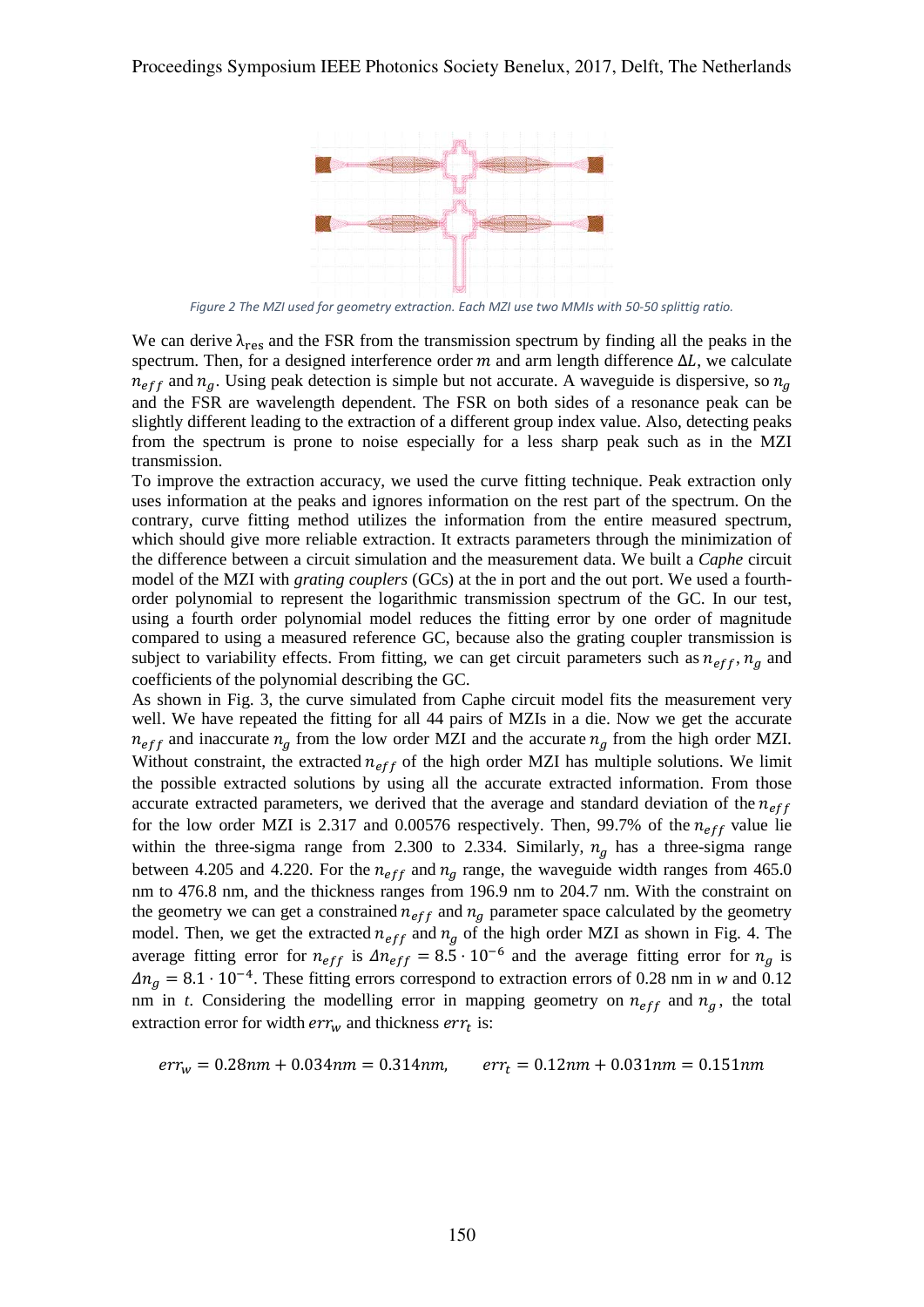Figure 2 The MZI used for geometry extraction. Each MZI use two MMIs with 50-50 splittig ratio.

We can derive $\lambda_{res}$ and the FSR from the transmission spectrum by finding all the peaks in the spectrum. Then, for a designed interference order $m$ and arm length difference $\Delta L$, we calculate $n_{eff}$ and $n_g$. Using peak detection is simple but not accurate. A waveguide is dispersive, so $n_g$ and the FSR are wavelength dependent. The FSR on both sides of a resonance peak can be slightly different leading to the extraction of a different group index value. Also, detecting peaks from the spectrum is prone to noise especially for a less sharp peak such as in the MZI transmission.

To improve the extraction accuracy, we used the curve fitting technique. Peak extraction only uses information at the peaks and ignores information on the rest part of the spectrum. On the contrary, curve fitting method utilizes the information from the entire measured spectrum, which should give more reliable extraction. It extracts parameters through the minimization of the difference between a circuit simulation and the measurement data. We built a *Caphe* circuit model of the MZI with *grating couplers* (GCs) at the in port and the out port. We used a fourth-order polynomial to represent the logarithmic transmission spectrum of the GC. In our test, using a fourth order polynomial model reduces the fitting error by one order of magnitude compared to using a measured reference GC, because also the grating coupler transmission is subject to variability effects. From fitting, we can get circuit parameters such as $n_{eff}$, $n_g$ and coefficients of the polynomial describing the GC.

As shown in Fig. 3, the curve simulated from Caphe circuit model fits the measurement very well. We have repeated the fitting for all 44 pairs of MZIs in a die. Now we get the accurate $n_{eff}$ and inaccurate $n_g$ from the low order MZI and the accurate $n_g$ from the high order MZI. Without constraint, the extracted $n_{eff}$ of the high order MZI has multiple solutions. We limit the possible extracted solutions by using all the accurate extracted information. From those accurate extracted parameters, we derived that the average and standard deviation of the $n_{eff}$ for the low order MZI is 2.317 and 0.00576 respectively. Then, 99.7% of the $n_{eff}$ value lie within the three-sigma range from 2.300 to 2.334. Similarly, $n_g$ has a three-sigma range between 4.205 and 4.220. For the $n_{eff}$ and $n_g$ range, the waveguide width ranges from 465.0 nm to 476.8 nm, and the thickness ranges from 196.9 nm to 204.7 nm. With the constraint on the geometry we can get a constrained $n_{eff}$ and $n_g$ parameter space calculated by the geometry model. Then, we get the extracted $n_{eff}$ and $n_g$ of the high order MZI as shown in Fig. 4. The average fitting error for $n_{eff}$ is $\Delta n_{eff} = 8.5 \cdot 10^{-6}$ and the average fitting error for $n_g$ is $\Delta n_g = 8.1 \cdot 10^{-4}$. These fitting errors correspond to extraction errors of 0.28 nm in *w* and 0.12 nm in *t*. Considering the modelling error in mapping geometry on $n_{eff}$ and $n_g$, the total extraction error for width $err_w$ and thickness $err_t$ is:

$$err_w = 0.28nm + 0.034nm = 0.314nm, \qquad err_t = 0.12nm + 0.031nm = 0.151nm$$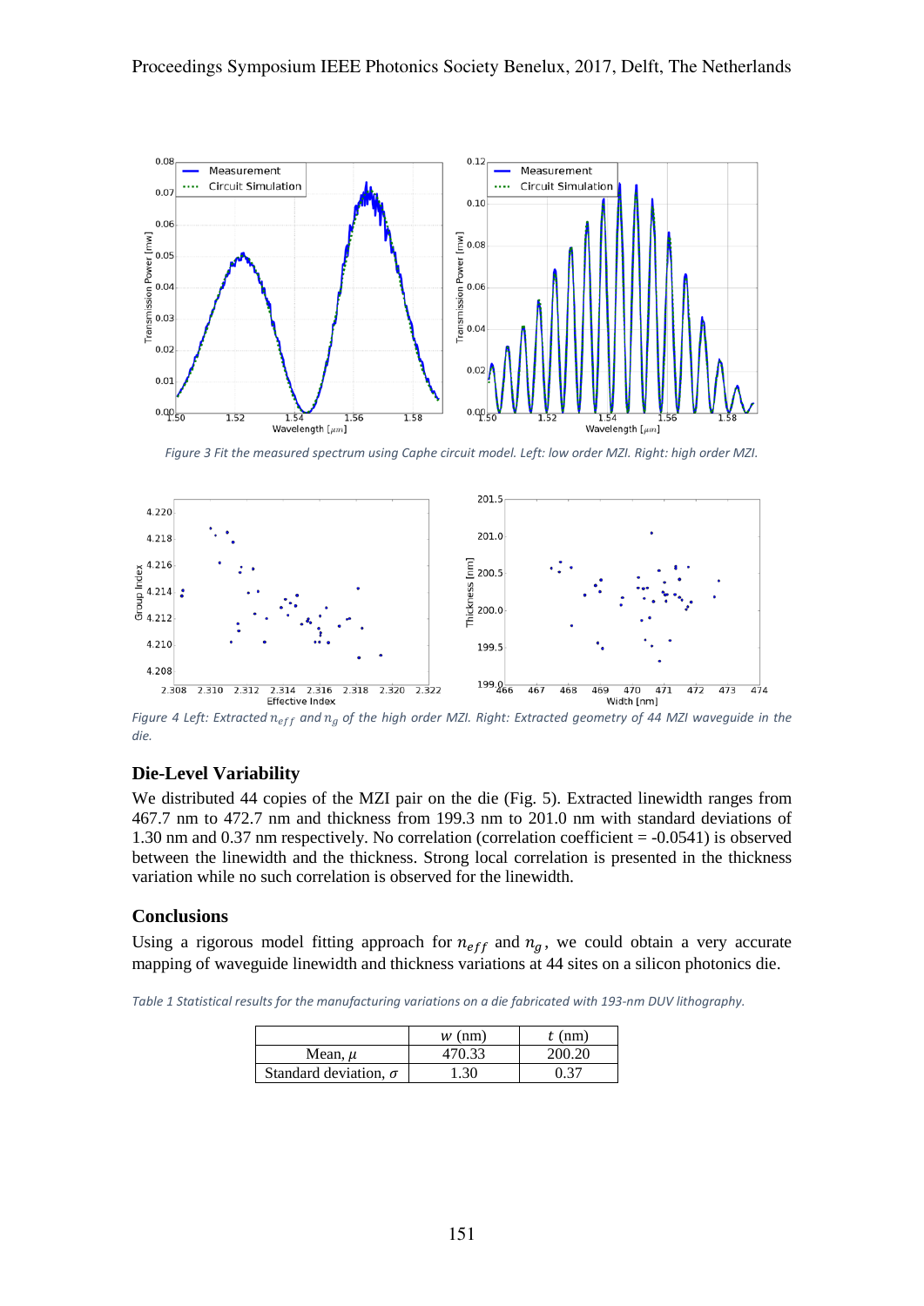Measurement
Circuit Simulation
Transmission Power [mw]
Wavelength [μm]
0.00
0.01
0.02
0.03
0.04
0.05
0.06
0.07
0.08
1.50
1.52
1.54
1.56
1.58

Measurement
Circuit Simulation
Transmission Power [mw]
Wavelength [μm]
0.00
0.02
0.04
0.06
0.08
0.10
0.12
1.50
1.52
1.54
1.56
1.58

*Figure 3 Fit the measured spectrum using Caphe circuit model. Left: low order MZI. Right: high order MZI.*

Group Index
Effective Index
4.208
4.210
4.212
4.214
4.216
4.218
4.220
2.308
2.310
2.312
2.314
2.316
2.318
2.320
2.322

Thickness [nm]
Width [nm]
199.0
199.5
200.0
200.5
201.0
201.5
466
467
468
469
470
471
472
473
474

*Figure 4 Left: Extracted $n_{eff}$ and $n_g$ of the high order MZI. Right: Extracted geometry of 44 MZI waveguide in the die.*

## Die-Level Variability

We distributed 44 copies of the MZI pair on the die (Fig. 5). Extracted linewidth ranges from 467.7 nm to 472.7 nm and thickness from 199.3 nm to 201.0 nm with standard deviations of 1.30 nm and 0.37 nm respectively. No correlation (correlation coefficient = -0.0541) is observed between the linewidth and the thickness. Strong local correlation is presented in the thickness variation while no such correlation is observed for the linewidth.

## Conclusions

Using a rigorous model fitting approach for $n_{eff}$ and $n_g$, we could obtain a very accurate mapping of waveguide linewidth and thickness variations at 44 sites on a silicon photonics die.

*Table 1 Statistical results for the manufacturing variations on a die fabricated with 193-nm DUV lithography.*

| | $w$ (nm) | $t$ (nm) |
|---|---|---|
| Mean, $\mu$ | 470.33 | 200.20 |
| Standard deviation, $\sigma$ | 1.30 | 0.37 |